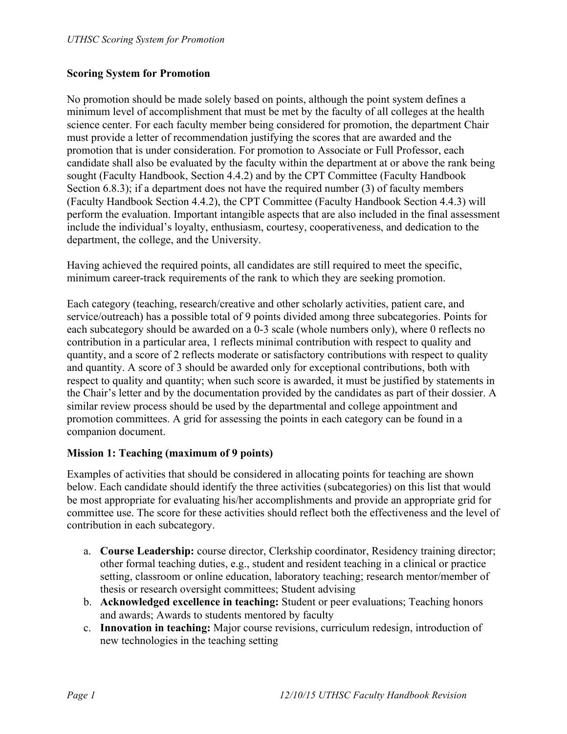## Scoring System for Promotion

No promotion should be made solely based on points, although the point system defines a minimum level of accomplishment that must be met by the faculty of all colleges at the health science center. For each faculty member being considered for promotion, the department Chair must provide a letter of recommendation justifying the scores that are awarded and the promotion that is under consideration. For promotion to Associate or Full Professor, each candidate shall also be evaluated by the faculty within the department at or above the rank being sought (Faculty Handbook, Section 4.4.2) and by the CPT Committee (Faculty Handbook Section 6.8.3); if a department does not have the required number (3) of faculty members (Faculty Handbook Section 4.4.2), the CPT Committee (Faculty Handbook Section 4.4.3) will perform the evaluation. Important intangible aspects that are also included in the final assessment include the individual's loyalty, enthusiasm, courtesy, cooperativeness, and dedication to the department, the college, and the University.

Having achieved the required points, all candidates are still required to meet the specific, minimum career-track requirements of the rank to which they are seeking promotion.

Each category (teaching, research/creative and other scholarly activities, patient care, and service/outreach) has a possible total of 9 points divided among three subcategories. Points for each subcategory should be awarded on a 0-3 scale (whole numbers only), where 0 reflects no contribution in a particular area, 1 reflects minimal contribution with respect to quality and quantity, and a score of 2 reflects moderate or satisfactory contributions with respect to quality and quantity. A score of 3 should be awarded only for exceptional contributions, both with respect to quality and quantity; when such score is awarded, it must be justified by statements in the Chair's letter and by the documentation provided by the candidates as part of their dossier. A similar review process should be used by the departmental and college appointment and promotion committees. A grid for assessing the points in each category can be found in a companion document.

### Mission 1: Teaching (maximum of 9 points)

Examples of activities that should be considered in allocating points for teaching are shown below. Each candidate should identify the three activities (subcategories) on this list that would be most appropriate for evaluating his/her accomplishments and provide an appropriate grid for committee use. The score for these activities should reflect both the effectiveness and the level of contribution in each subcategory.

a. **Course Leadership:** course director, Clerkship coordinator, Residency training director; other formal teaching duties, e.g., student and resident teaching in a clinical or practice setting, classroom or online education, laboratory teaching; research mentor/member of thesis or research oversight committees; Student advising
b. **Acknowledged excellence in teaching:** Student or peer evaluations; Teaching honors and awards; Awards to students mentored by faculty
c. **Innovation in teaching:** Major course revisions, curriculum redesign, introduction of new technologies in the teaching setting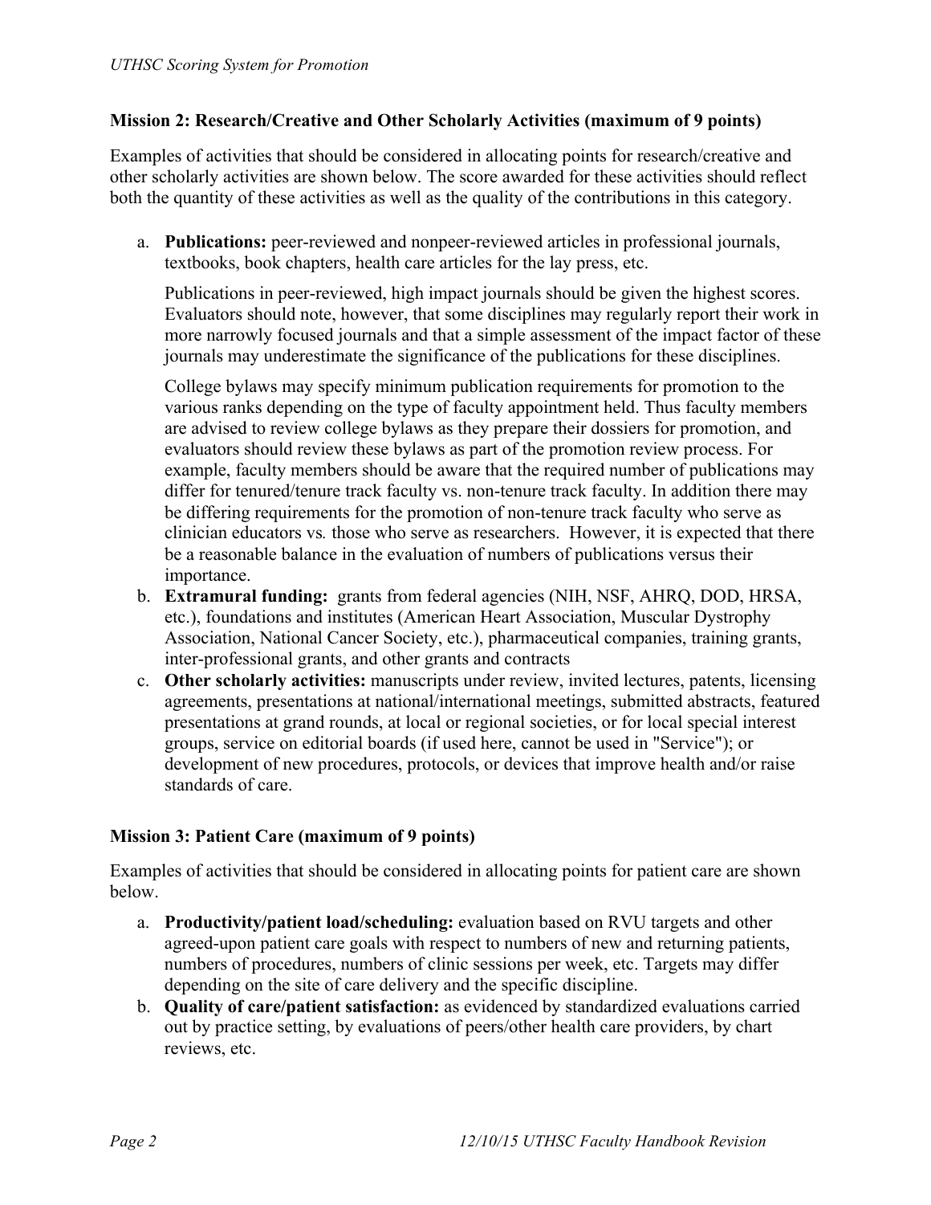### Mission 2: Research/Creative and Other Scholarly Activities (maximum of 9 points)

Examples of activities that should be considered in allocating points for research/creative and other scholarly activities are shown below. The score awarded for these activities should reflect both the quantity of these activities as well as the quality of the contributions in this category.

a. **Publications:** peer-reviewed and nonpeer-reviewed articles in professional journals, textbooks, book chapters, health care articles for the lay press, etc.

   Publications in peer-reviewed, high impact journals should be given the highest scores. Evaluators should note, however, that some disciplines may regularly report their work in more narrowly focused journals and that a simple assessment of the impact factor of these journals may underestimate the significance of the publications for these disciplines.

   College bylaws may specify minimum publication requirements for promotion to the various ranks depending on the type of faculty appointment held. Thus faculty members are advised to review college bylaws as they prepare their dossiers for promotion, and evaluators should review these bylaws as part of the promotion review process. For example, faculty members should be aware that the required number of publications may differ for tenured/tenure track faculty vs. non-tenure track faculty. In addition there may be differing requirements for the promotion of non-tenure track faculty who serve as clinician educators *vs.* those who serve as researchers. However, it is expected that there be a reasonable balance in the evaluation of numbers of publications versus their importance.

b. **Extramural funding:** grants from federal agencies (NIH, NSF, AHRQ, DOD, HRSA, etc.), foundations and institutes (American Heart Association, Muscular Dystrophy Association, National Cancer Society, etc.), pharmaceutical companies, training grants, inter-professional grants, and other grants and contracts

c. **Other scholarly activities:** manuscripts under review, invited lectures, patents, licensing agreements, presentations at national/international meetings, submitted abstracts, featured presentations at grand rounds, at local or regional societies, or for local special interest groups, service on editorial boards (if used here, cannot be used in "Service"); or development of new procedures, protocols, or devices that improve health and/or raise standards of care.

### Mission 3: Patient Care (maximum of 9 points)

Examples of activities that should be considered in allocating points for patient care are shown below.

a. **Productivity/patient load/scheduling:** evaluation based on RVU targets and other agreed-upon patient care goals with respect to numbers of new and returning patients, numbers of procedures, numbers of clinic sessions per week, etc. Targets may differ depending on the site of care delivery and the specific discipline.

b. **Quality of care/patient satisfaction:** as evidenced by standardized evaluations carried out by practice setting, by evaluations of peers/other health care providers, by chart reviews, etc.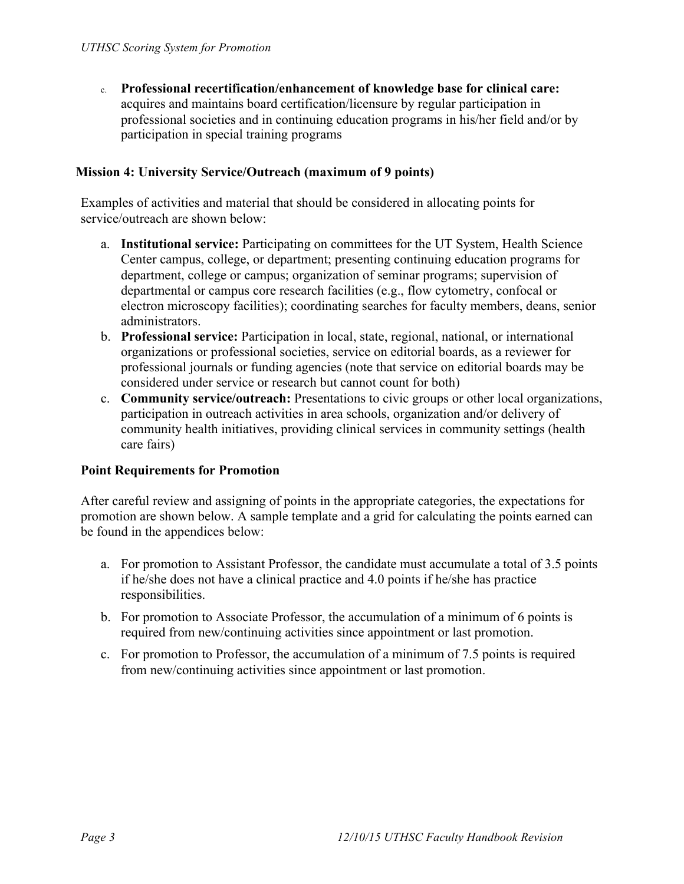c. **Professional recertification/enhancement of knowledge base for clinical care:** acquires and maintains board certification/licensure by regular participation in professional societies and in continuing education programs in his/her field and/or by participation in special training programs

### Mission 4: University Service/Outreach (maximum of 9 points)

Examples of activities and material that should be considered in allocating points for service/outreach are shown below:

a. **Institutional service:** Participating on committees for the UT System, Health Science Center campus, college, or department; presenting continuing education programs for department, college or campus; organization of seminar programs; supervision of departmental or campus core research facilities (e.g., flow cytometry, confocal or electron microscopy facilities); coordinating searches for faculty members, deans, senior administrators.
b. **Professional service:** Participation in local, state, regional, national, or international organizations or professional societies, service on editorial boards, as a reviewer for professional journals or funding agencies (note that service on editorial boards may be considered under service or research but cannot count for both)
c. **Community service/outreach:** Presentations to civic groups or other local organizations, participation in outreach activities in area schools, organization and/or delivery of community health initiatives, providing clinical services in community settings (health care fairs)

### Point Requirements for Promotion

After careful review and assigning of points in the appropriate categories, the expectations for promotion are shown below. A sample template and a grid for calculating the points earned can be found in the appendices below:

a. For promotion to Assistant Professor, the candidate must accumulate a total of 3.5 points if he/she does not have a clinical practice and 4.0 points if he/she has practice responsibilities.

b. For promotion to Associate Professor, the accumulation of a minimum of 6 points is required from new/continuing activities since appointment or last promotion.

c. For promotion to Professor, the accumulation of a minimum of 7.5 points is required from new/continuing activities since appointment or last promotion.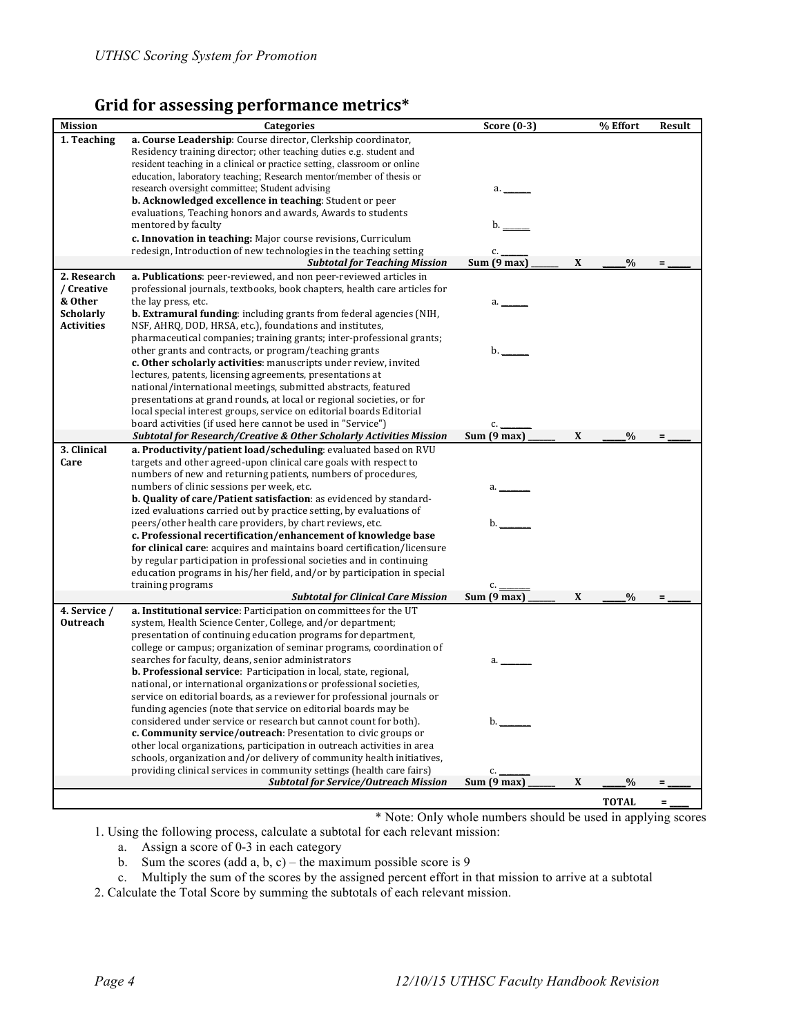## Grid for assessing performance metrics*

| Mission | Categories | Score (0-3) | | % Effort | Result |
|---|---|---|---|---|---|
| 1. Teaching | **a. Course Leadership**: Course director, Clerkship coordinator, Residency training director; other teaching duties e.g. student and resident teaching in a clinical or practice setting, classroom or online education, laboratory teaching; Research mentor/member of thesis or research oversight committee; Student advising | a. ______ | | | |
| | **b. Acknowledged excellence in teaching**: Student or peer evaluations, Teaching honors and awards, Awards to students mentored by faculty | b. ______ | | | |
| | **c. Innovation in teaching:** Major course revisions, Curriculum redesign, Introduction of new technologies in the teaching setting | c. ______ | | | |
| | ***Subtotal for Teaching Mission*** | **Sum (9 max)** ______ | **X** | ____% | = _____ |
| 2. Research / Creative & Other Scholarly Activities | **a. Publications**: peer-reviewed, and non peer-reviewed articles in professional journals, textbooks, book chapters, health care articles for the lay press, etc. | a. ______ | | | |
| | **b. Extramural funding**: including grants from federal agencies (NIH, NSF, AHRQ, DOD, HRSA, etc.), foundations and institutes, pharmaceutical companies; training grants; inter-professional grants; other grants and contracts, or program/teaching grants | b. ______ | | | |
| | **c. Other scholarly activities**: manuscripts under review, invited lectures, patents, licensing agreements, presentations at national/international meetings, submitted abstracts, featured presentations at grand rounds, at local or regional societies, or for local special interest groups, service on editorial boards Editorial board activities (if used here cannot be used in "Service") | c. ______ | | | |
| | ***Subtotal for Research/Creative & Other Scholarly Activities Mission*** | **Sum (9 max)** ______ | **X** | ____% | = _____ |
| 3. Clinical Care | **a. Productivity/patient load/scheduling**: evaluated based on RVU targets and other agreed-upon clinical care goals with respect to numbers of new and returning patients, numbers of procedures, numbers of clinic sessions per week, etc. | a. ______ | | | |
| | **b. Quality of care/Patient satisfaction**: as evidenced by standard-ized evaluations carried out by practice setting, by evaluations of peers/other health care providers, by chart reviews, etc. | b. ______ | | | |
| | **c. Professional recertification/enhancement of knowledge base for clinical care**: acquires and maintains board certification/licensure by regular participation in professional societies and in continuing education programs in his/her field, and/or by participation in special training programs | c. ______ | | | |
| | ***Subtotal for Clinical Care Mission*** | **Sum (9 max)** ______ | **X** | ____% | = _____ |
| 4. Service / Outreach | **a. Institutional service**: Participation on committees for the UT system, Health Science Center, College, and/or department; presentation of continuing education programs for department, college or campus; organization of seminar programs, coordination of searches for faculty, deans, senior administrators | a. ______ | | | |
| | **b. Professional service**: Participation in local, state, regional, national, or international organizations or professional societies, service on editorial boards, as a reviewer for professional journals or funding agencies (note that service on editorial boards may be considered under service or research but cannot count for both). | b. ______ | | | |
| | **c. Community service/outreach**: Presentation to civic groups or other local organizations, participation in outreach activities in area schools, organization and/or delivery of community health initiatives, providing clinical services in community settings (health care fairs) | c. ______ | | | |
| | ***Subtotal for Service/Outreach Mission*** | **Sum (9 max)** ______ | **X** | ____% | = _____ |
| | | | | **TOTAL** | = ____ |

\* Note: Only whole numbers should be used in applying scores

1. Using the following process, calculate a subtotal for each relevant mission:
   a. Assign a score of 0-3 in each category
   b. Sum the scores (add a, b, c) – the maximum possible score is 9
   c. Multiply the sum of the scores by the assigned percent effort in that mission to arrive at a subtotal
2. Calculate the Total Score by summing the subtotals of each relevant mission.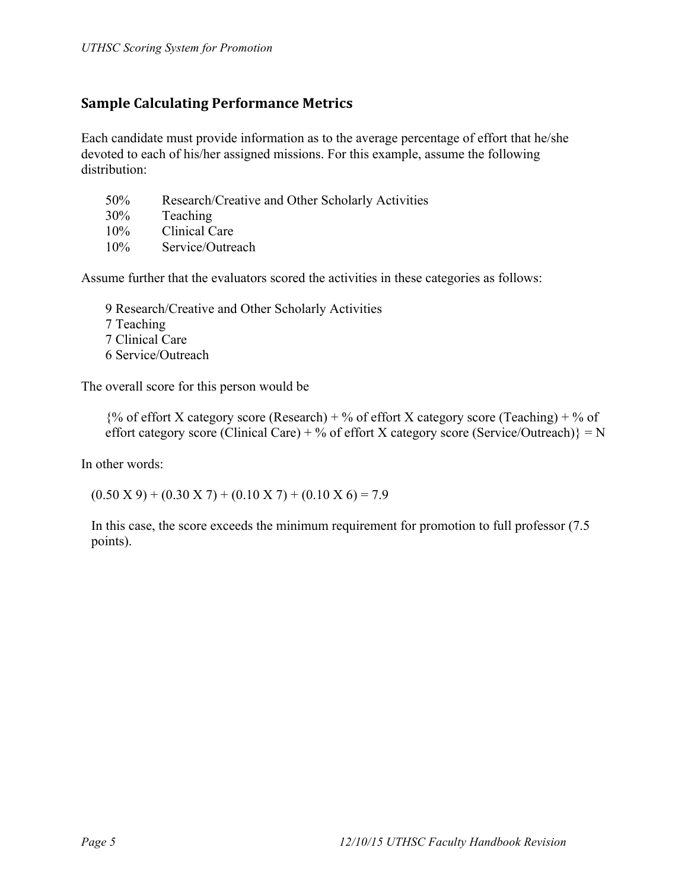## Sample Calculating Performance Metrics

Each candidate must provide information as to the average percentage of effort that he/she devoted to each of his/her assigned missions. For this example, assume the following distribution:

| | |
|---|---|
| 50% | Research/Creative and Other Scholarly Activities |
| 30% | Teaching |
| 10% | Clinical Care |
| 10% | Service/Outreach |

Assume further that the evaluators scored the activities in these categories as follows:

9 Research/Creative and Other Scholarly Activities
7 Teaching
7 Clinical Care
6 Service/Outreach

The overall score for this person would be

{% of effort X category score (Research) + % of effort X category score (Teaching) + % of effort category score (Clinical Care) + % of effort X category score (Service/Outreach)} = N

In other words:

$(0.50 \text{ X } 9) + (0.30 \text{ X } 7) + (0.10 \text{ X } 7) + (0.10 \text{ X } 6) = 7.9$

In this case, the score exceeds the minimum requirement for promotion to full professor (7.5 points).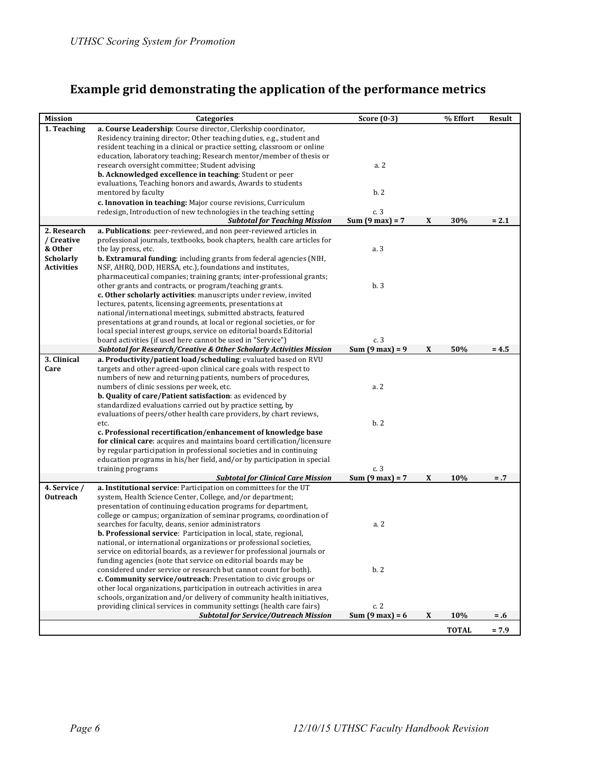## Example grid demonstrating the application of the performance metrics

| Mission | Categories | Score (0-3) | | % Effort | Result |
|---|---|---|---|---|---|
| 1. Teaching | **a. Course Leadership**: Course director, Clerkship coordinator, Residency training director; Other teaching duties, e.g., student and resident teaching in a clinical or practice setting, classroom or online education, laboratory teaching; Research mentor/member of thesis or research oversight committee; Student advising | a. 2 | | | |
| | **b. Acknowledged excellence in teaching**: Student or peer evaluations, Teaching honors and awards, Awards to students mentored by faculty | b. 2 | | | |
| | **c. Innovation in teaching:** Major course revisions, Curriculum redesign, Introduction of new technologies in the teaching setting | c. 3 | | | |
| | ***Subtotal for Teaching Mission*** | **Sum (9 max) = 7** | **X** | **30%** | **= 2.1** |
| 2. Research / Creative & Other Scholarly Activities | **a. Publications**: peer-reviewed, and non peer-reviewed articles in professional journals, textbooks, book chapters, health care articles for the lay press, etc. | a. 3 | | | |
| | **b. Extramural funding**: including grants from federal agencies (NIH, NSF, AHRQ, DOD, HERSA, etc.), foundations and institutes, pharmaceutical companies; training grants; inter-professional grants; other grants and contracts, or program/teaching grants. | b. 3 | | | |
| | **c. Other scholarly activities**: manuscripts under review, invited lectures, patents, licensing agreements, presentations at national/international meetings, submitted abstracts, featured presentations at grand rounds, at local or regional societies, or for local special interest groups, service on editorial boards Editorial board activities (if used here cannot be used in "Service") | c. 3 | | | |
| | ***Subtotal for Research/Creative & Other Scholarly Activities Mission*** | **Sum (9 max) = 9** | **X** | **50%** | **= 4.5** |
| 3. Clinical Care | **a. Productivity/patient load/scheduling**: evaluated based on RVU targets and other agreed-upon clinical care goals with respect to numbers of new and returning patients, numbers of procedures, numbers of clinic sessions per week, etc. | a. 2 | | | |
| | **b. Quality of care/Patient satisfaction**: as evidenced by standardized evaluations carried out by practice setting, by evaluations of peers/other health care providers, by chart reviews, etc. | b. 2 | | | |
| | **c. Professional recertification/enhancement of knowledge base for clinical care**: acquires and maintains board certification/licensure by regular participation in professional societies and in continuing education programs in his/her field, and/or by participation in special training programs | c. 3 | | | |
| | ***Subtotal for Clinical Care Mission*** | **Sum (9 max) = 7** | **X** | **10%** | **= .7** |
| 4. Service / Outreach | **a. Institutional service**: Participation on committees for the UT system, Health Science Center, College, and/or department; presentation of continuing education programs for department, college or campus; organization of seminar programs, coordination of searches for faculty, deans, senior administrators | a. 2 | | | |
| | **b. Professional service**: Participation in local, state, regional, national, or international organizations or professional societies, service on editorial boards, as a reviewer for professional journals or funding agencies (note that service on editorial boards may be considered under service or research but cannot count for both). | b. 2 | | | |
| | **c. Community service/outreach**: Presentation to civic groups or other local organizations, participation in outreach activities in area schools, organization and/or delivery of community health initiatives, providing clinical services in community settings (health care fairs) | c. 2 | | | |
| | ***Subtotal for Service/Outreach Mission*** | **Sum (9 max) = 6** | **X** | **10%** | **= .6** |
| | | | | **TOTAL** | **= 7.9** |